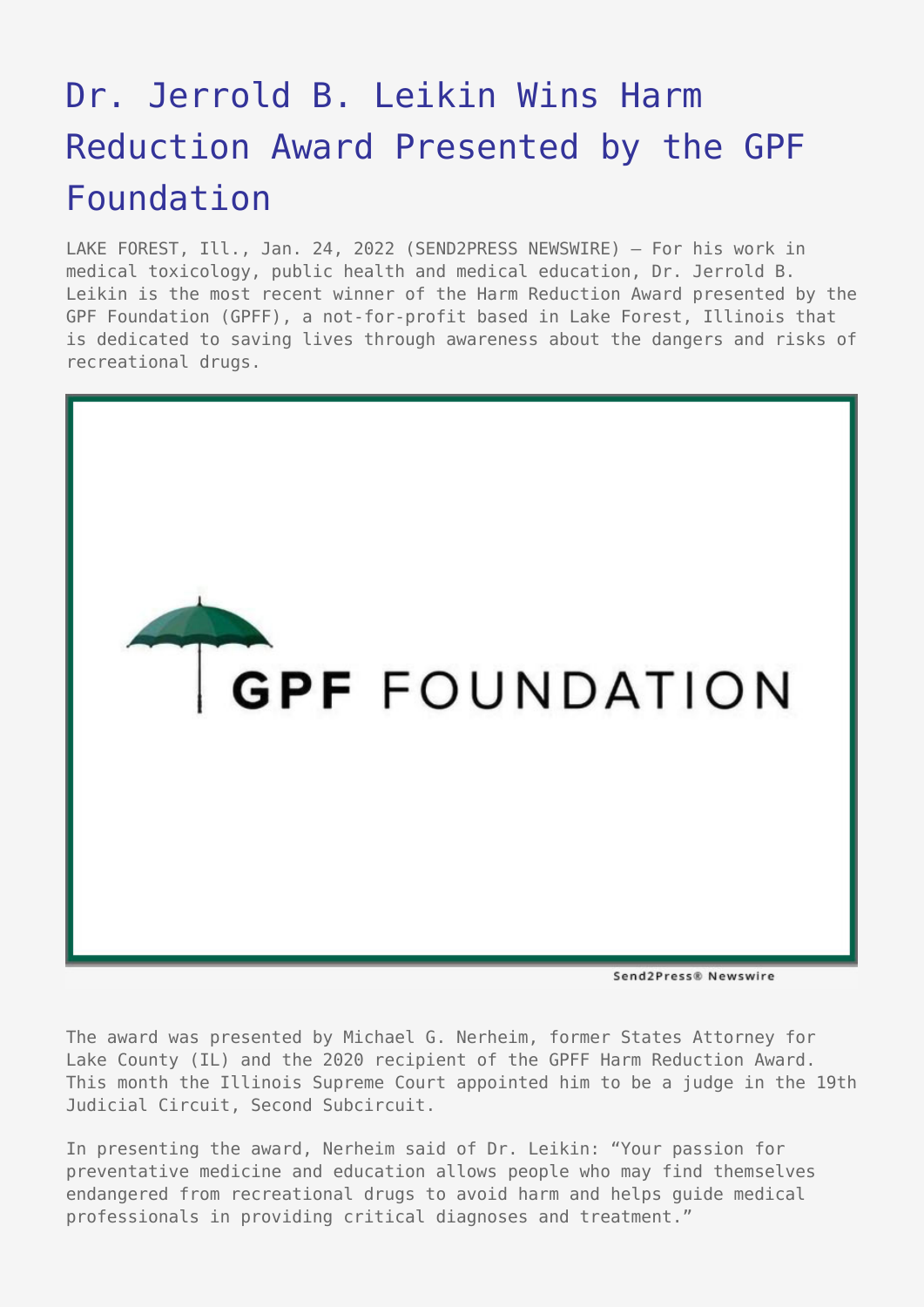# Dr. Jerrold B. Leikin Wins Harm Reduction Award Presented by the GPF Foundation

LAKE FOREST, Ill., Jan. 24, 2022 (SEND2PRESS NEWSWIRE) — For his work in medical toxicology, public health and medical education, Dr. Jerrold B. Leikin is the most recent winner of the Harm Reduction Award presented by the GPF Foundation (GPFF), a not-for-profit based in Lake Forest, Illinois that is dedicated to saving lives through awareness about the dangers and risks of recreational drugs.

GPF FOUNDATION

Send2Press® Newswire

The award was presented by Michael G. Nerheim, former States Attorney for Lake County (IL) and the 2020 recipient of the GPFF Harm Reduction Award. This month the Illinois Supreme Court appointed him to be a judge in the 19th Judicial Circuit, Second Subcircuit.

In presenting the award, Nerheim said of Dr. Leikin: “Your passion for preventative medicine and education allows people who may find themselves endangered from recreational drugs to avoid harm and helps guide medical professionals in providing critical diagnoses and treatment.”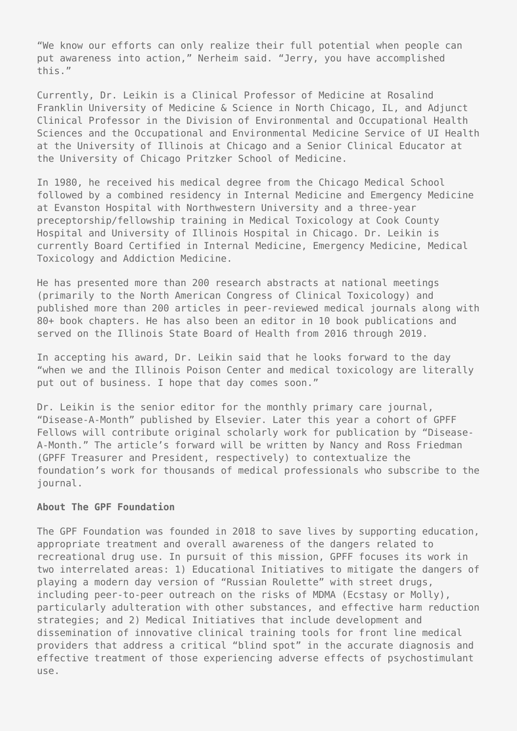"We know our efforts can only realize their full potential when people can put awareness into action," Nerheim said. "Jerry, you have accomplished this."

Currently, Dr. Leikin is a Clinical Professor of Medicine at Rosalind Franklin University of Medicine & Science in North Chicago, IL, and Adjunct Clinical Professor in the Division of Environmental and Occupational Health Sciences and the Occupational and Environmental Medicine Service of UI Health at the University of Illinois at Chicago and a Senior Clinical Educator at the University of Chicago Pritzker School of Medicine.

In 1980, he received his medical degree from the Chicago Medical School followed by a combined residency in Internal Medicine and Emergency Medicine at Evanston Hospital with Northwestern University and a three-year preceptorship/fellowship training in Medical Toxicology at Cook County Hospital and University of Illinois Hospital in Chicago. Dr. Leikin is currently Board Certified in Internal Medicine, Emergency Medicine, Medical Toxicology and Addiction Medicine.

He has presented more than 200 research abstracts at national meetings (primarily to the North American Congress of Clinical Toxicology) and published more than 200 articles in peer-reviewed medical journals along with 80+ book chapters. He has also been an editor in 10 book publications and served on the Illinois State Board of Health from 2016 through 2019.

In accepting his award, Dr. Leikin said that he looks forward to the day "when we and the Illinois Poison Center and medical toxicology are literally put out of business. I hope that day comes soon."

Dr. Leikin is the senior editor for the monthly primary care journal, "Disease-A-Month" published by Elsevier. Later this year a cohort of GPFF Fellows will contribute original scholarly work for publication by "Disease-A-Month." The article's forward will be written by Nancy and Ross Friedman (GPFF Treasurer and President, respectively) to contextualize the foundation's work for thousands of medical professionals who subscribe to the journal.

**About The GPF Foundation**

The GPF Foundation was founded in 2018 to save lives by supporting education, appropriate treatment and overall awareness of the dangers related to recreational drug use. In pursuit of this mission, GPFF focuses its work in two interrelated areas: 1) Educational Initiatives to mitigate the dangers of playing a modern day version of "Russian Roulette" with street drugs, including peer-to-peer outreach on the risks of MDMA (Ecstasy or Molly), particularly adulteration with other substances, and effective harm reduction strategies; and 2) Medical Initiatives that include development and dissemination of innovative clinical training tools for front line medical providers that address a critical "blind spot" in the accurate diagnosis and effective treatment of those experiencing adverse effects of psychostimulant use.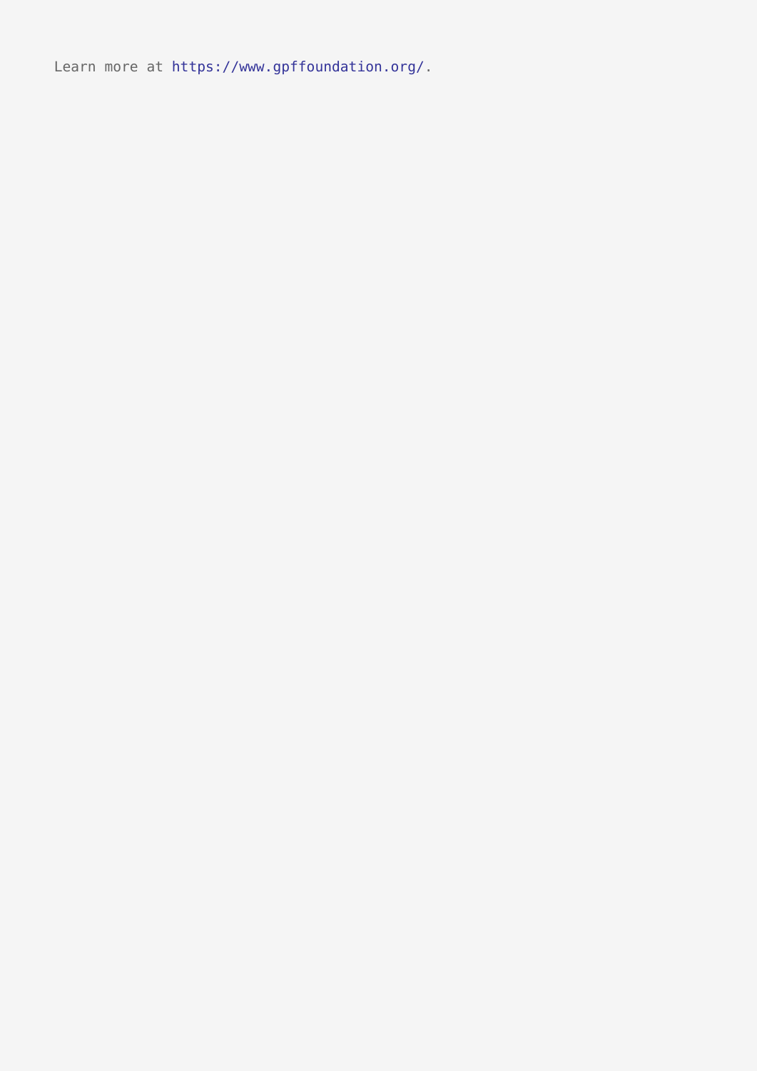Learn more at https://www.gpffoundation.org/.